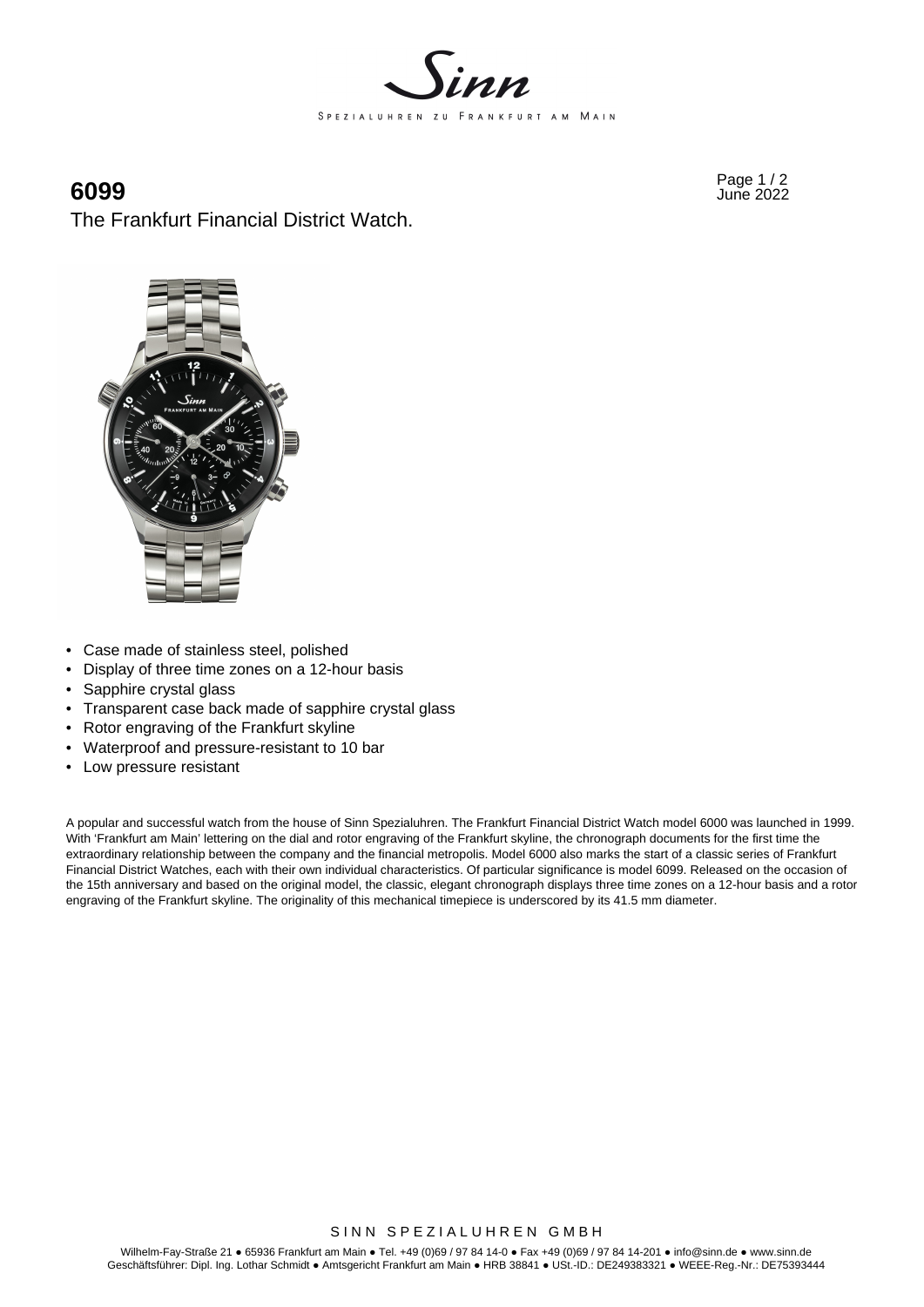# 6099

The Frankfurt Financial District Watch.

- Case made of stainless steel, polished
- Display of three time zones on a 12-hour basis
- Sapphire crystal glass
- Transparent case back made of sapphire crystal glass
- Rotor engraving of the Frankfurt skyline
- Waterproof and pressure-resistant to 10 bar
- Low pressure resistant

A popular and successful watch from the house of Sinn Spezialuhren. The Frankfurt Financial District Watch model 6000 was launched in 1999. With 'Frankfurt am Main' lettering on the dial and rotor engraving of the Frankfurt skyline, the chronograph documents for the first time the extraordinary relationship between the company and the financial metropolis. Model 6000 also marks the start of a classic series of Frankfurt Financial District Watches, each with their own individual characteristics. Of particular significance is model 6099. Released on the occasion of the 15th anniversary and based on the original model, the classic, elegant chronograph displays three time zones on a 12-hour basis and a rotor engraving of the Frankfurt skyline. The originality of this mechanical timepiece is underscored by its 41.5 mm diameter.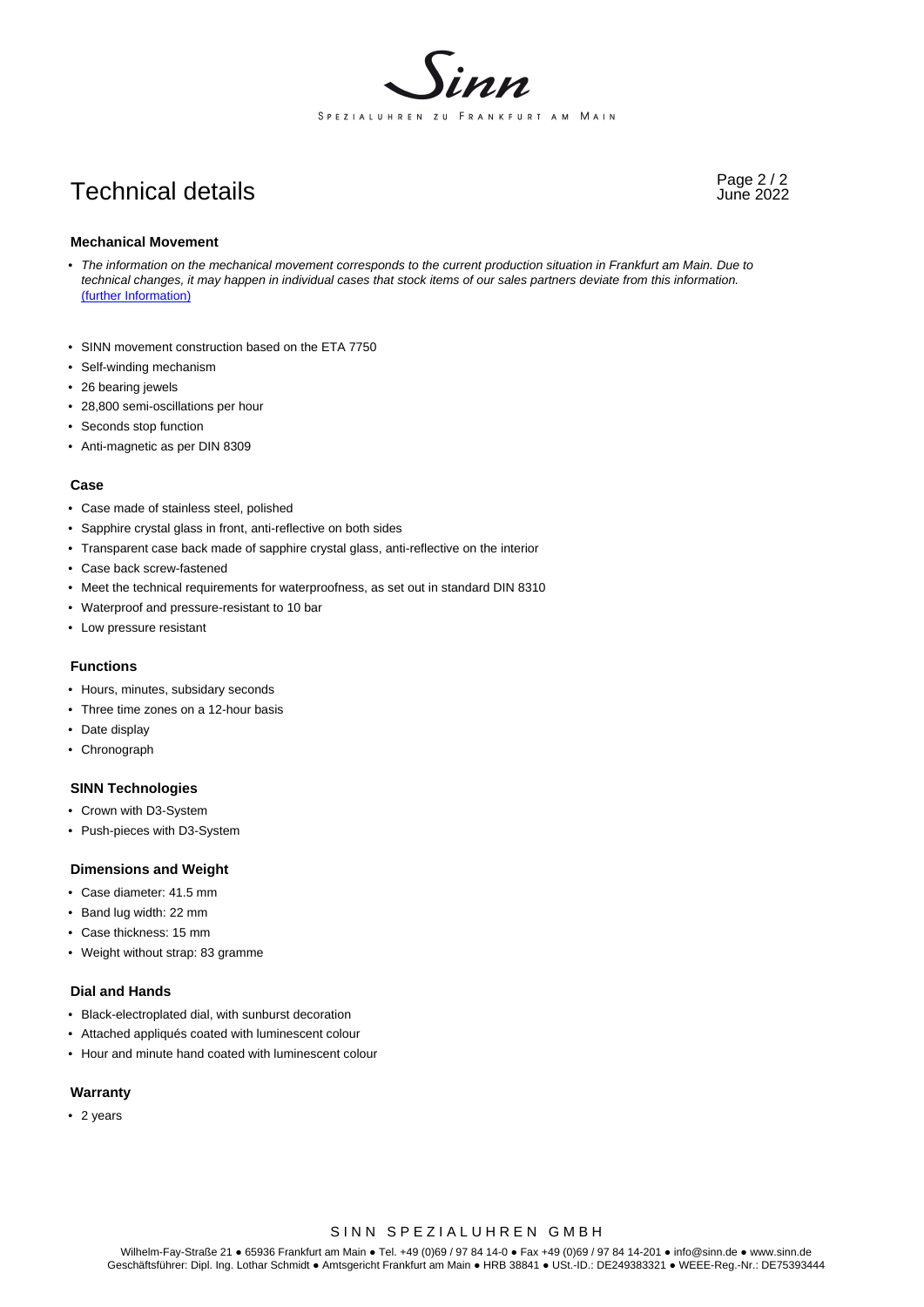# Technical details

June 2022

### Mechanical Movement

- *The information on the mechanical movement corresponds to the current production situation in Frankfurt am Main. Due to technical changes, it may happen in individual cases that stock items of our sales partners deviate from this information.* (further Information)

- SINN movement construction based on the ETA 7750
- Self-winding mechanism
- 26 bearing jewels
- 28,800 semi-oscillations per hour
- Seconds stop function
- Anti-magnetic as per DIN 8309

### Case

- Case made of stainless steel, polished
- Sapphire crystal glass in front, anti-reflective on both sides
- Transparent case back made of sapphire crystal glass, anti-reflective on the interior
- Case back screw-fastened
- Meet the technical requirements for waterproofness, as set out in standard DIN 8310
- Waterproof and pressure-resistant to 10 bar
- Low pressure resistant

### Functions

- Hours, minutes, subsidary seconds
- Three time zones on a 12-hour basis
- Date display
- Chronograph

### SINN Technologies

- Crown with D3-System
- Push-pieces with D3-System

### Dimensions and Weight

- Case diameter: 41.5 mm
- Band lug width: 22 mm
- Case thickness: 15 mm
- Weight without strap: 83 gramme

### Dial and Hands

- Black-electroplated dial, with sunburst decoration
- Attached appliqués coated with luminescent colour
- Hour and minute hand coated with luminescent colour

### Warranty

- 2 years

SINN SPEZIALUHREN GMBH

Wilhelm-Fay-Straße 21 ● 65936 Frankfurt am Main ● Tel. +49 (0)69 / 97 84 14-0 ● Fax +49 (0)69 / 97 84 14-201 ● info@sinn.de ● www.sinn.de
Geschäftsführer: Dipl. Ing. Lothar Schmidt ● Amtsgericht Frankfurt am Main ● HRB 38841 ● USt.-ID.: DE249383321 ● WEEE-Reg.-Nr.: DE75393444